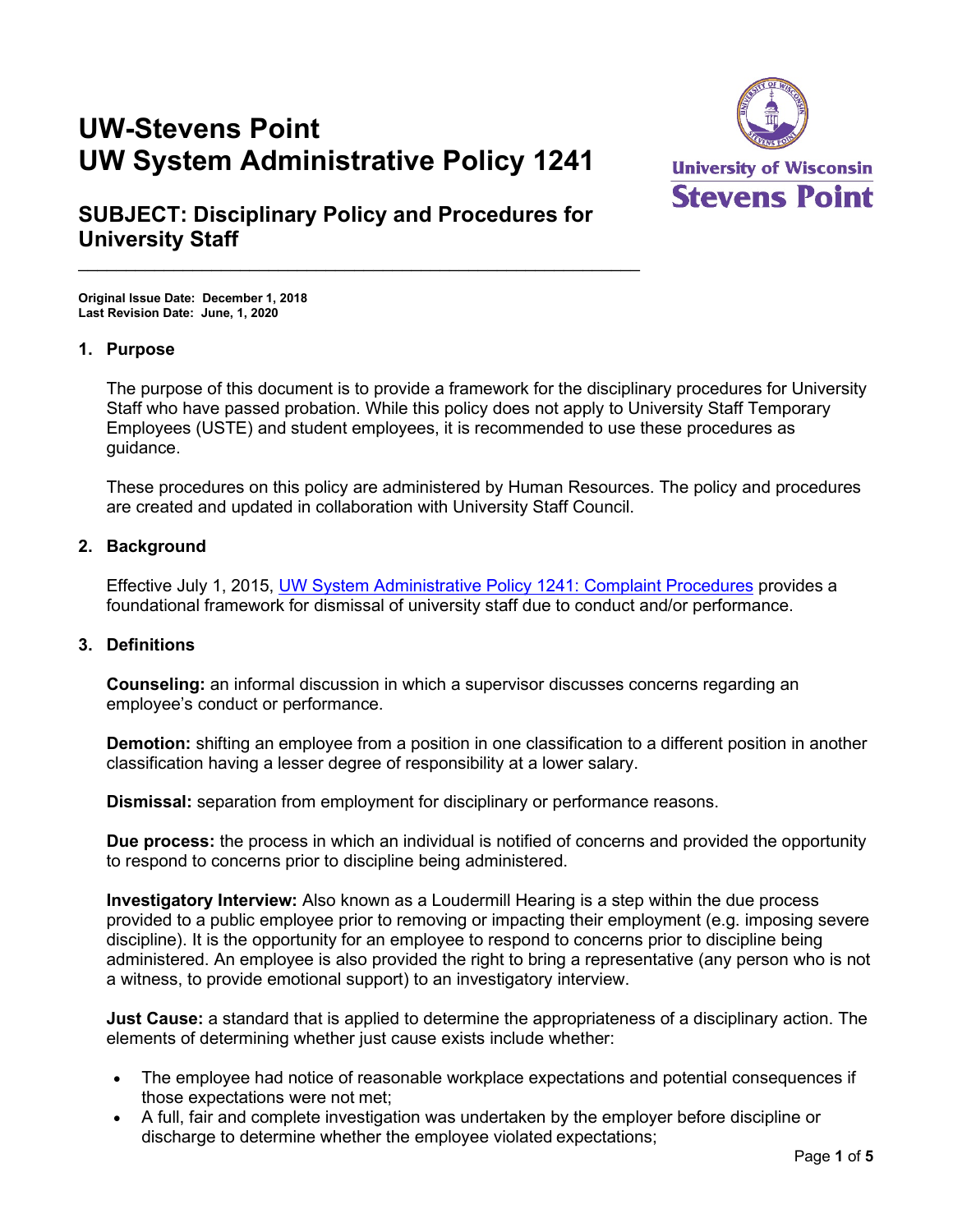# UW-Stevens Point
# UW System Administrative Policy 1241

## SUBJECT: Disciplinary Policy and Procedures for University Staff

**Original Issue Date: December 1, 2018**
**Last Revision Date: June, 1, 2020**

### 1. Purpose

The purpose of this document is to provide a framework for the disciplinary procedures for University Staff who have passed probation. While this policy does not apply to University Staff Temporary Employees (USTE) and student employees, it is recommended to use these procedures as guidance.

These procedures on this policy are administered by Human Resources. The policy and procedures are created and updated in collaboration with University Staff Council.

### 2. Background

Effective July 1, 2015, UW System Administrative Policy 1241: Complaint Procedures provides a foundational framework for dismissal of university staff due to conduct and/or performance.

### 3. Definitions

**Counseling:** an informal discussion in which a supervisor discusses concerns regarding an employee's conduct or performance.

**Demotion:** shifting an employee from a position in one classification to a different position in another classification having a lesser degree of responsibility at a lower salary.

**Dismissal:** separation from employment for disciplinary or performance reasons.

**Due process:** the process in which an individual is notified of concerns and provided the opportunity to respond to concerns prior to discipline being administered.

**Investigatory Interview:** Also known as a Loudermill Hearing is a step within the due process provided to a public employee prior to removing or impacting their employment (e.g. imposing severe discipline). It is the opportunity for an employee to respond to concerns prior to discipline being administered. An employee is also provided the right to bring a representative (any person who is not a witness, to provide emotional support) to an investigatory interview.

**Just Cause:** a standard that is applied to determine the appropriateness of a disciplinary action. The elements of determining whether just cause exists include whether:

- The employee had notice of reasonable workplace expectations and potential consequences if those expectations were not met;
- A full, fair and complete investigation was undertaken by the employer before discipline or discharge to determine whether the employee violated expectations;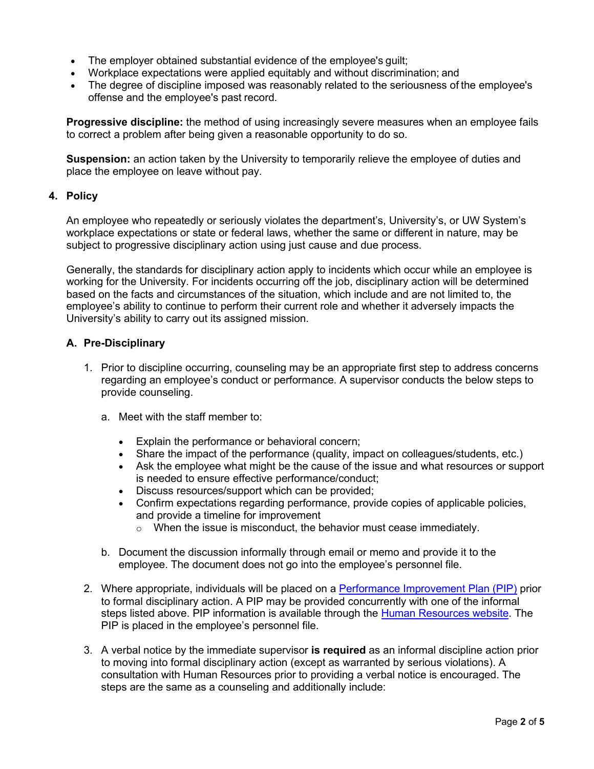- The employer obtained substantial evidence of the employee's guilt;
- Workplace expectations were applied equitably and without discrimination; and
- The degree of discipline imposed was reasonably related to the seriousness of the employee's offense and the employee's past record.

**Progressive discipline:** the method of using increasingly severe measures when an employee fails to correct a problem after being given a reasonable opportunity to do so.

**Suspension:** an action taken by the University to temporarily relieve the employee of duties and place the employee on leave without pay.

## 4. Policy

An employee who repeatedly or seriously violates the department's, University's, or UW System's workplace expectations or state or federal laws, whether the same or different in nature, may be subject to progressive disciplinary action using just cause and due process.

Generally, the standards for disciplinary action apply to incidents which occur while an employee is working for the University. For incidents occurring off the job, disciplinary action will be determined based on the facts and circumstances of the situation, which include and are not limited to, the employee's ability to continue to perform their current role and whether it adversely impacts the University's ability to carry out its assigned mission.

### A. Pre-Disciplinary

1. Prior to discipline occurring, counseling may be an appropriate first step to address concerns regarding an employee's conduct or performance. A supervisor conducts the below steps to provide counseling.

   a. Meet with the staff member to:

      - Explain the performance or behavioral concern;
      - Share the impact of the performance (quality, impact on colleagues/students, etc.)
      - Ask the employee what might be the cause of the issue and what resources or support is needed to ensure effective performance/conduct;
      - Discuss resources/support which can be provided;
      - Confirm expectations regarding performance, provide copies of applicable policies, and provide a timeline for improvement
        - When the issue is misconduct, the behavior must cease immediately.

   b. Document the discussion informally through email or memo and provide it to the employee. The document does not go into the employee's personnel file.

2. Where appropriate, individuals will be placed on a [Performance Improvement Plan (PIP)]() prior to formal disciplinary action. A PIP may be provided concurrently with one of the informal steps listed above. PIP information is available through the [Human Resources website](). The PIP is placed in the employee's personnel file.

3. A verbal notice by the immediate supervisor **is required** as an informal discipline action prior to moving into formal disciplinary action (except as warranted by serious violations). A consultation with Human Resources prior to providing a verbal notice is encouraged. The steps are the same as a counseling and additionally include: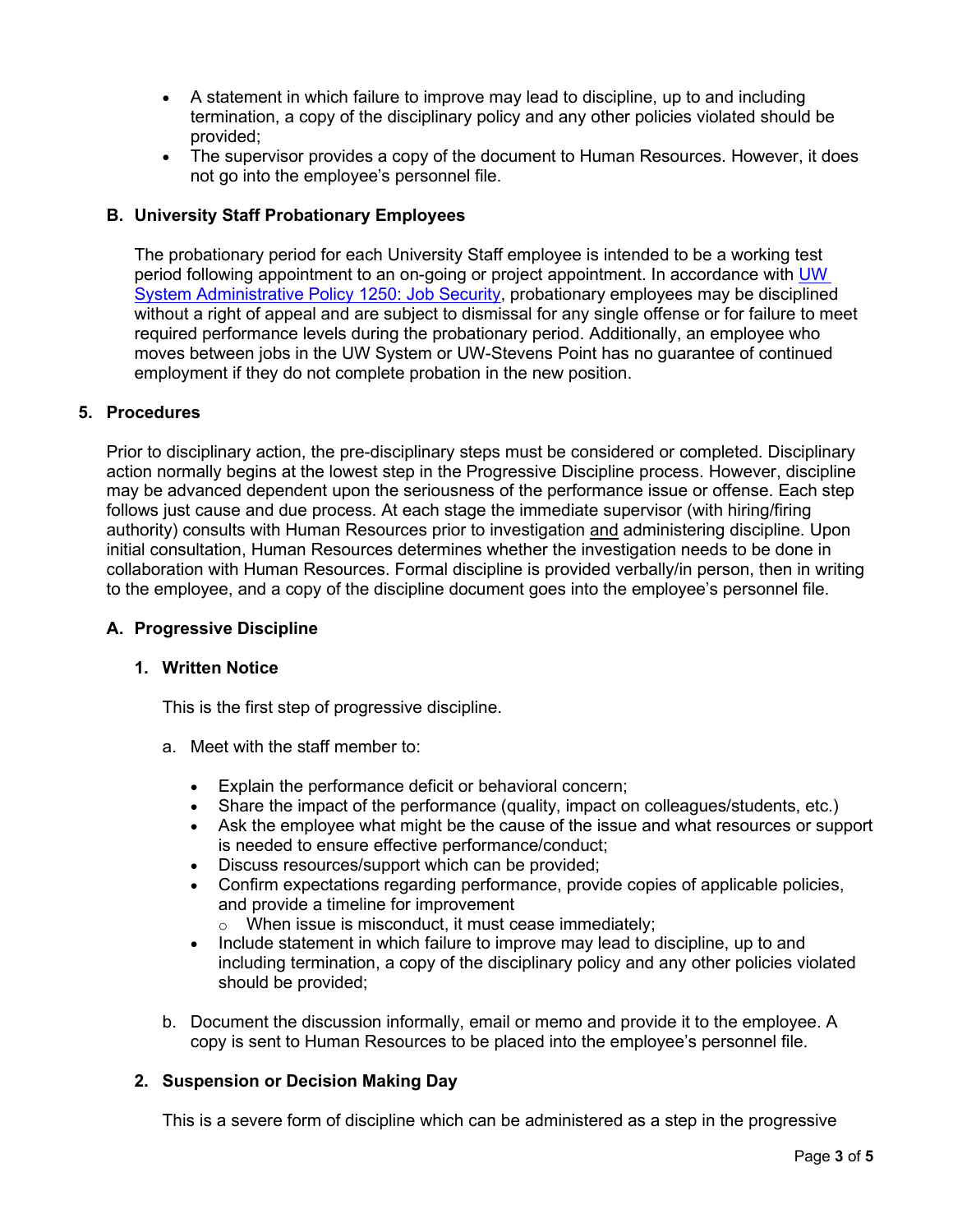- A statement in which failure to improve may lead to discipline, up to and including termination, a copy of the disciplinary policy and any other policies violated should be provided;
- The supervisor provides a copy of the document to Human Resources. However, it does not go into the employee's personnel file.

### B. University Staff Probationary Employees

The probationary period for each University Staff employee is intended to be a working test period following appointment to an on-going or project appointment. In accordance with UW System Administrative Policy 1250: Job Security, probationary employees may be disciplined without a right of appeal and are subject to dismissal for any single offense or for failure to meet required performance levels during the probationary period. Additionally, an employee who moves between jobs in the UW System or UW-Stevens Point has no guarantee of continued employment if they do not complete probation in the new position.

## 5. Procedures

Prior to disciplinary action, the pre-disciplinary steps must be considered or completed. Disciplinary action normally begins at the lowest step in the Progressive Discipline process. However, discipline may be advanced dependent upon the seriousness of the performance issue or offense. Each step follows just cause and due process. At each stage the immediate supervisor (with hiring/firing authority) consults with Human Resources prior to investigation and administering discipline. Upon initial consultation, Human Resources determines whether the investigation needs to be done in collaboration with Human Resources. Formal discipline is provided verbally/in person, then in writing to the employee, and a copy of the discipline document goes into the employee's personnel file.

### A. Progressive Discipline

#### 1. Written Notice

This is the first step of progressive discipline.

a. Meet with the staff member to:

- Explain the performance deficit or behavioral concern;
- Share the impact of the performance (quality, impact on colleagues/students, etc.)
- Ask the employee what might be the cause of the issue and what resources or support is needed to ensure effective performance/conduct;
- Discuss resources/support which can be provided;
- Confirm expectations regarding performance, provide copies of applicable policies, and provide a timeline for improvement
  - When issue is misconduct, it must cease immediately;
- Include statement in which failure to improve may lead to discipline, up to and including termination, a copy of the disciplinary policy and any other policies violated should be provided;

b. Document the discussion informally, email or memo and provide it to the employee. A copy is sent to Human Resources to be placed into the employee's personnel file.

#### 2. Suspension or Decision Making Day

This is a severe form of discipline which can be administered as a step in the progressive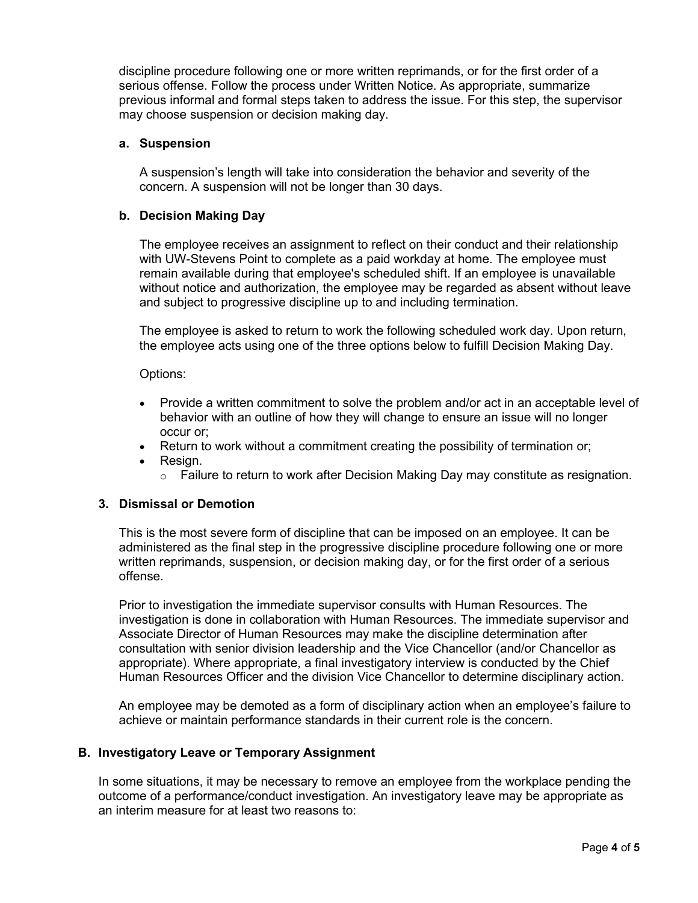discipline procedure following one or more written reprimands, or for the first order of a serious offense. Follow the process under Written Notice. As appropriate, summarize previous informal and formal steps taken to address the issue. For this step, the supervisor may choose suspension or decision making day.

#### a. Suspension

A suspension's length will take into consideration the behavior and severity of the concern. A suspension will not be longer than 30 days.

#### b. Decision Making Day

The employee receives an assignment to reflect on their conduct and their relationship with UW-Stevens Point to complete as a paid workday at home. The employee must remain available during that employee's scheduled shift. If an employee is unavailable without notice and authorization, the employee may be regarded as absent without leave and subject to progressive discipline up to and including termination.

The employee is asked to return to work the following scheduled work day. Upon return, the employee acts using one of the three options below to fulfill Decision Making Day.

Options:

- Provide a written commitment to solve the problem and/or act in an acceptable level of behavior with an outline of how they will change to ensure an issue will no longer occur or;
- Return to work without a commitment creating the possibility of termination or;
- Resign.
  - Failure to return to work after Decision Making Day may constitute as resignation.

### 3. Dismissal or Demotion

This is the most severe form of discipline that can be imposed on an employee. It can be administered as the final step in the progressive discipline procedure following one or more written reprimands, suspension, or decision making day, or for the first order of a serious offense.

Prior to investigation the immediate supervisor consults with Human Resources. The investigation is done in collaboration with Human Resources. The immediate supervisor and Associate Director of Human Resources may make the discipline determination after consultation with senior division leadership and the Vice Chancellor (and/or Chancellor as appropriate). Where appropriate, a final investigatory interview is conducted by the Chief Human Resources Officer and the division Vice Chancellor to determine disciplinary action.

An employee may be demoted as a form of disciplinary action when an employee's failure to achieve or maintain performance standards in their current role is the concern.

## B. Investigatory Leave or Temporary Assignment

In some situations, it may be necessary to remove an employee from the workplace pending the outcome of a performance/conduct investigation. An investigatory leave may be appropriate as an interim measure for at least two reasons to: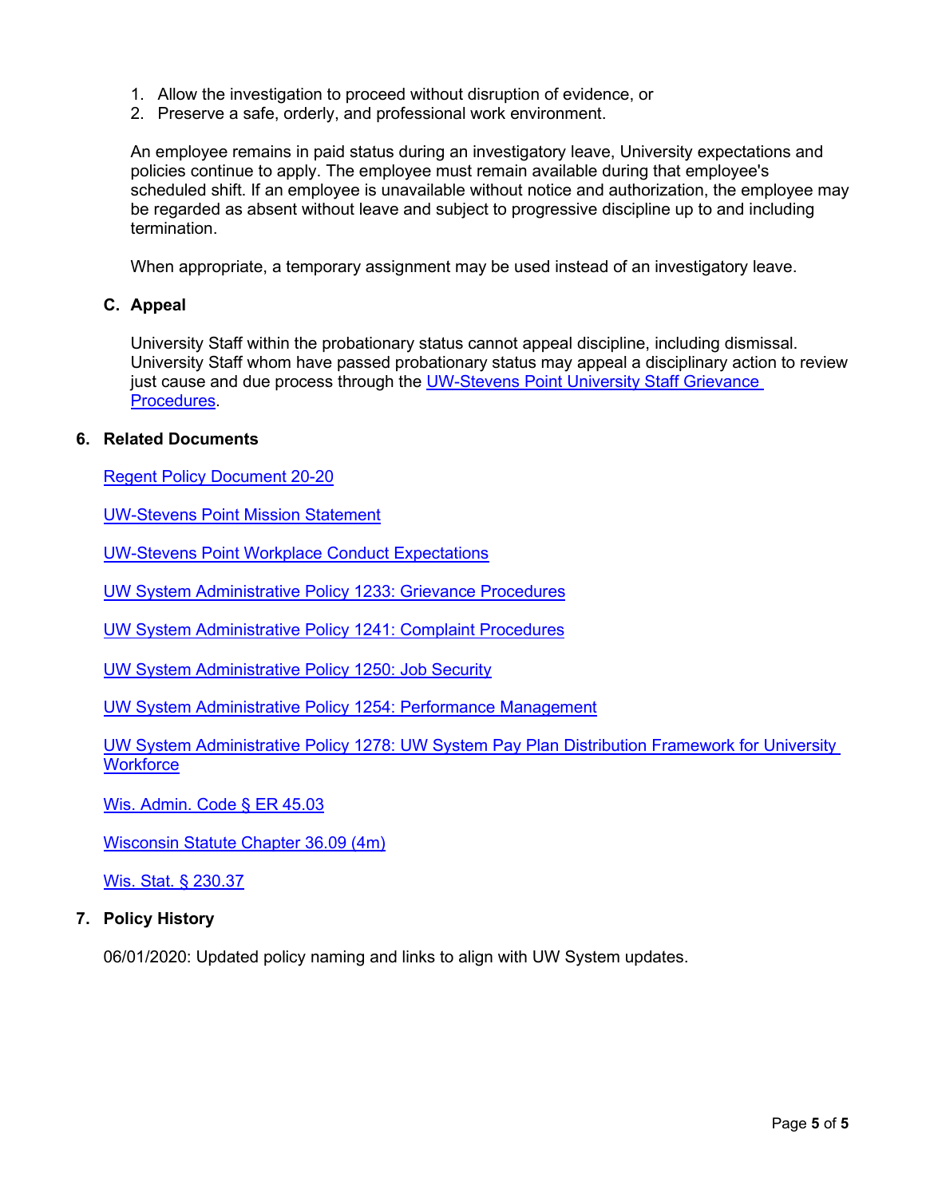1. Allow the investigation to proceed without disruption of evidence, or
2. Preserve a safe, orderly, and professional work environment.

An employee remains in paid status during an investigatory leave, University expectations and policies continue to apply. The employee must remain available during that employee's scheduled shift. If an employee is unavailable without notice and authorization, the employee may be regarded as absent without leave and subject to progressive discipline up to and including termination.

When appropriate, a temporary assignment may be used instead of an investigatory leave.

### C. Appeal

University Staff within the probationary status cannot appeal discipline, including dismissal. University Staff whom have passed probationary status may appeal a disciplinary action to review just cause and due process through the UW-Stevens Point University Staff Grievance Procedures.

## 6. Related Documents

Regent Policy Document 20-20

UW-Stevens Point Mission Statement

UW-Stevens Point Workplace Conduct Expectations

UW System Administrative Policy 1233: Grievance Procedures

UW System Administrative Policy 1241: Complaint Procedures

UW System Administrative Policy 1250: Job Security

UW System Administrative Policy 1254: Performance Management

UW System Administrative Policy 1278: UW System Pay Plan Distribution Framework for University Workforce

Wis. Admin. Code § ER 45.03

Wisconsin Statute Chapter 36.09 (4m)

Wis. Stat. § 230.37

## 7. Policy History

06/01/2020: Updated policy naming and links to align with UW System updates.